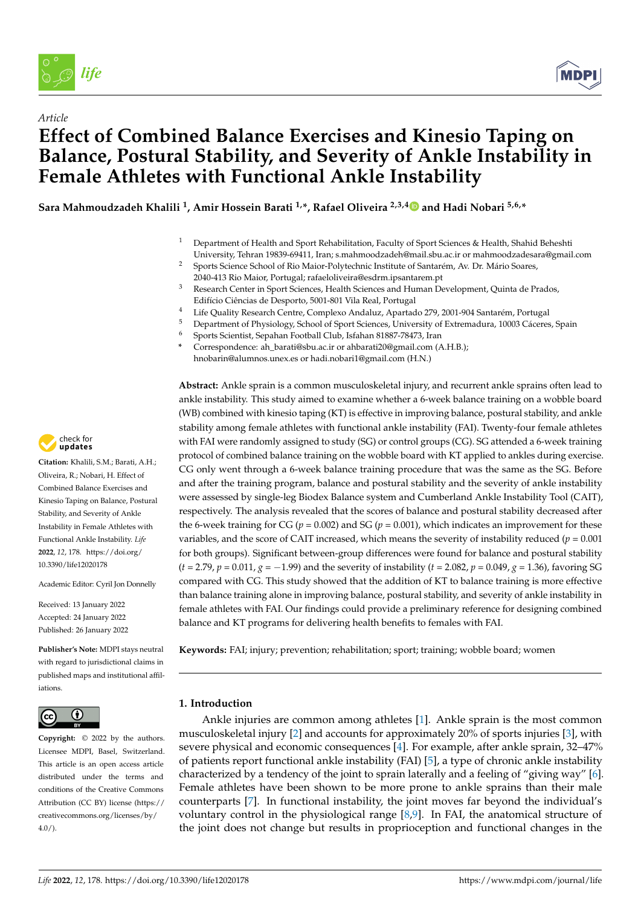*Article*

# Effect of Combined Balance Exercises and Kinesio Taping on Balance, Postural Stability, and Severity of Ankle Instability in Female Athletes with Functional Ankle Instability

**Sara Mahmoudzadeh Khalili [1], Amir Hossein Barati [1,*], Rafael Oliveira [2,3,4] and Hadi Nobari [5,6,*]**

[1] Department of Health and Sport Rehabilitation, Faculty of Sport Sciences & Health, Shahid Beheshti University, Tehran 19839-69411, Iran; s.mahmoodzadeh@mail.sbu.ac.ir or mahmoodzadesara@gmail.com

[2] Sports Science School of Rio Maior-Polytechnic Institute of Santarém, Av. Dr. Mário Soares, 2040-413 Rio Maior, Portugal; rafaeloliveira@esdrm.ipsantarem.pt

[3] Research Center in Sport Sciences, Health Sciences and Human Development, Quinta de Prados, Edifício Ciências de Desporto, 5001-801 Vila Real, Portugal

[4] Life Quality Research Centre, Complexo Andaluz, Apartado 279, 2001-904 Santarém, Portugal

[5] Department of Physiology, School of Sport Sciences, University of Extremadura, 10003 Cáceres, Spain

[6] Sports Scientist, Sepahan Football Club, Isfahan 81887-78473, Iran

\* Correspondence: ah_barati@sbu.ac.ir or ahbarati20@gmail.com (A.H.B.); hnobarin@alumnos.unex.es or hadi.nobari1@gmail.com (H.N.)

**Abstract:** Ankle sprain is a common musculoskeletal injury, and recurrent ankle sprains often lead to ankle instability. This study aimed to examine whether a 6-week balance training on a wobble board (WB) combined with kinesio taping (KT) is effective in improving balance, postural stability, and ankle stability among female athletes with functional ankle instability (FAI). Twenty-four female athletes with FAI were randomly assigned to study (SG) or control groups (CG). SG attended a 6-week training protocol of combined balance training on the wobble board with KT applied to ankles during exercise. CG only went through a 6-week balance training procedure that was the same as the SG. Before and after the training program, balance and postural stability and the severity of ankle instability were assessed by single-leg Biodex Balance system and Cumberland Ankle Instability Tool (CAIT), respectively. The analysis revealed that the scores of balance and postural stability decreased after the 6-week training for CG ($p = 0.002$) and SG ($p = 0.001$), which indicates an improvement for these variables, and the score of CAIT increased, which means the severity of instability reduced ($p = 0.001$ for both groups). Significant between-group differences were found for balance and postural stability ($t = 2.79$, $p = 0.011$, $g = -1.99$) and the severity of instability ($t = 2.082$, $p = 0.049$, $g = 1.36$), favoring SG compared with CG. This study showed that the addition of KT to balance training is more effective than balance training alone in improving balance, postural stability, and severity of ankle instability in female athletes with FAI. Our findings could provide a preliminary reference for designing combined balance and KT programs for delivering health benefits to females with FAI.

**Keywords:** FAI; injury; prevention; rehabilitation; sport; training; wobble board; women

**Citation:** Khalili, S.M.; Barati, A.H.; Oliveira, R.; Nobari, H. Effect of Combined Balance Exercises and Kinesio Taping on Balance, Postural Stability, and Severity of Ankle Instability in Female Athletes with Functional Ankle Instability. *Life* **2022**, *12*, 178. https://doi.org/10.3390/life12020178

Academic Editor: Cyril Jon Donnelly

Received: 13 January 2022
Accepted: 24 January 2022
Published: 26 January 2022

**Publisher's Note:** MDPI stays neutral with regard to jurisdictional claims in published maps and institutional affiliations.

**Copyright:** © 2022 by the authors. Licensee MDPI, Basel, Switzerland. This article is an open access article distributed under the terms and conditions of the Creative Commons Attribution (CC BY) license (https://creativecommons.org/licenses/by/4.0/).

## 1. Introduction

Ankle injuries are common among athletes [1]. Ankle sprain is the most common musculoskeletal injury [2] and accounts for approximately 20% of sports injuries [3], with severe physical and economic consequences [4]. For example, after ankle sprain, 32–47% of patients report functional ankle instability (FAI) [5], a type of chronic ankle instability characterized by a tendency of the joint to sprain laterally and a feeling of "giving way" [6]. Female athletes have been shown to be more prone to ankle sprains than their male counterparts [7]. In functional instability, the joint moves far beyond the individual's voluntary control in the physiological range [8,9]. In FAI, the anatomical structure of the joint does not change but results in proprioception and functional changes in the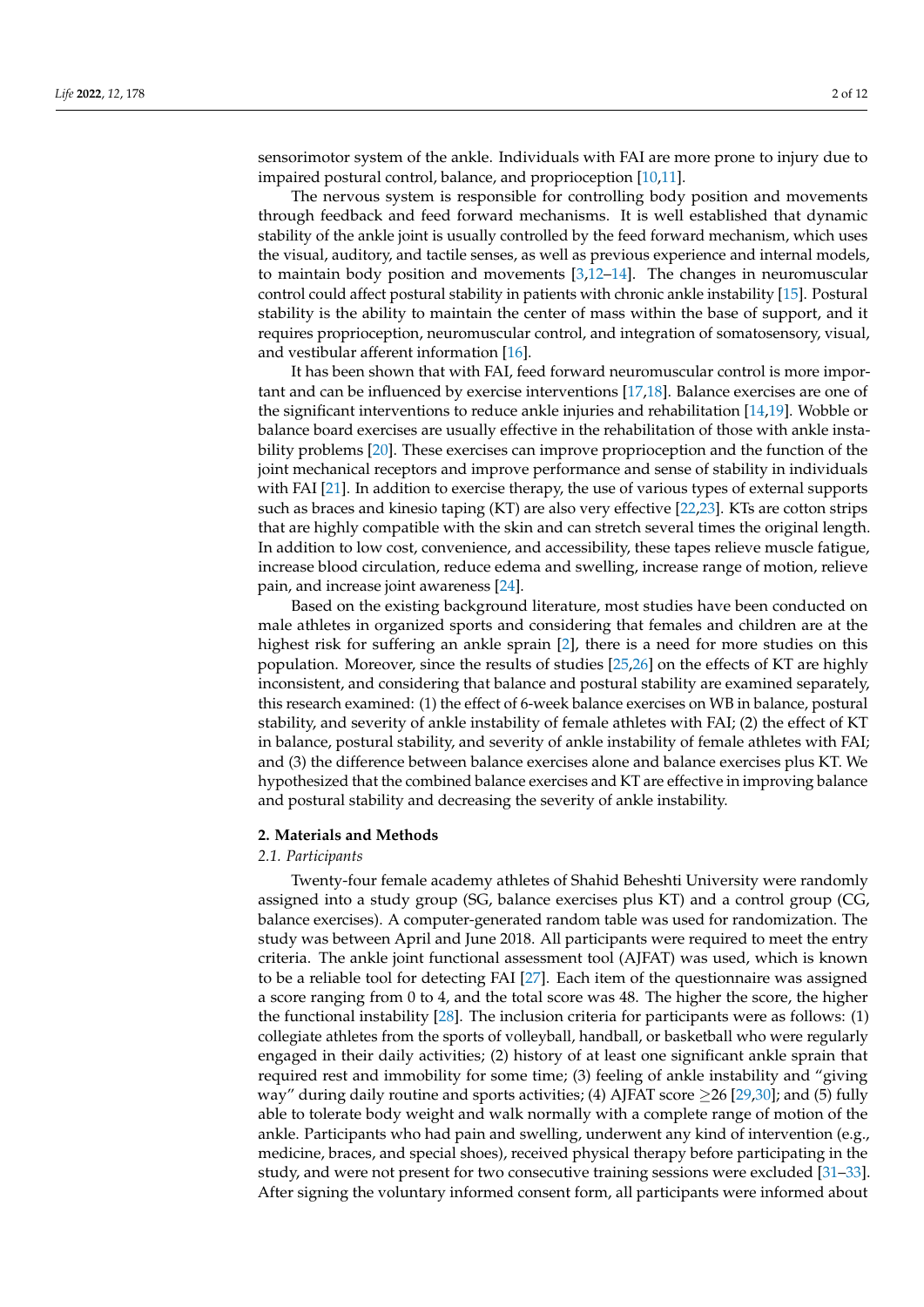sensorimotor system of the ankle. Individuals with FAI are more prone to injury due to impaired postural control, balance, and proprioception [10,11].

The nervous system is responsible for controlling body position and movements through feedback and feed forward mechanisms. It is well established that dynamic stability of the ankle joint is usually controlled by the feed forward mechanism, which uses the visual, auditory, and tactile senses, as well as previous experience and internal models, to maintain body position and movements [3,12–14]. The changes in neuromuscular control could affect postural stability in patients with chronic ankle instability [15]. Postural stability is the ability to maintain the center of mass within the base of support, and it requires proprioception, neuromuscular control, and integration of somatosensory, visual, and vestibular afferent information [16].

It has been shown that with FAI, feed forward neuromuscular control is more important and can be influenced by exercise interventions [17,18]. Balance exercises are one of the significant interventions to reduce ankle injuries and rehabilitation [14,19]. Wobble or balance board exercises are usually effective in the rehabilitation of those with ankle instability problems [20]. These exercises can improve proprioception and the function of the joint mechanical receptors and improve performance and sense of stability in individuals with FAI [21]. In addition to exercise therapy, the use of various types of external supports such as braces and kinesio taping (KT) are also very effective [22,23]. KTs are cotton strips that are highly compatible with the skin and can stretch several times the original length. In addition to low cost, convenience, and accessibility, these tapes relieve muscle fatigue, increase blood circulation, reduce edema and swelling, increase range of motion, relieve pain, and increase joint awareness [24].

Based on the existing background literature, most studies have been conducted on male athletes in organized sports and considering that females and children are at the highest risk for suffering an ankle sprain [2], there is a need for more studies on this population. Moreover, since the results of studies [25,26] on the effects of KT are highly inconsistent, and considering that balance and postural stability are examined separately, this research examined: (1) the effect of 6-week balance exercises on WB in balance, postural stability, and severity of ankle instability of female athletes with FAI; (2) the effect of KT in balance, postural stability, and severity of ankle instability of female athletes with FAI; and (3) the difference between balance exercises alone and balance exercises plus KT. We hypothesized that the combined balance exercises and KT are effective in improving balance and postural stability and decreasing the severity of ankle instability.

## 2. Materials and Methods

### *2.1. Participants*

Twenty-four female academy athletes of Shahid Beheshti University were randomly assigned into a study group (SG, balance exercises plus KT) and a control group (CG, balance exercises). A computer-generated random table was used for randomization. The study was between April and June 2018. All participants were required to meet the entry criteria. The ankle joint functional assessment tool (AJFAT) was used, which is known to be a reliable tool for detecting FAI [27]. Each item of the questionnaire was assigned a score ranging from 0 to 4, and the total score was 48. The higher the score, the higher the functional instability [28]. The inclusion criteria for participants were as follows: (1) collegiate athletes from the sports of volleyball, handball, or basketball who were regularly engaged in their daily activities; (2) history of at least one significant ankle sprain that required rest and immobility for some time; (3) feeling of ankle instability and "giving way" during daily routine and sports activities; (4) AJFAT score $\geq$26 [29,30]; and (5) fully able to tolerate body weight and walk normally with a complete range of motion of the ankle. Participants who had pain and swelling, underwent any kind of intervention (e.g., medicine, braces, and special shoes), received physical therapy before participating in the study, and were not present for two consecutive training sessions were excluded [31–33]. After signing the voluntary informed consent form, all participants were informed about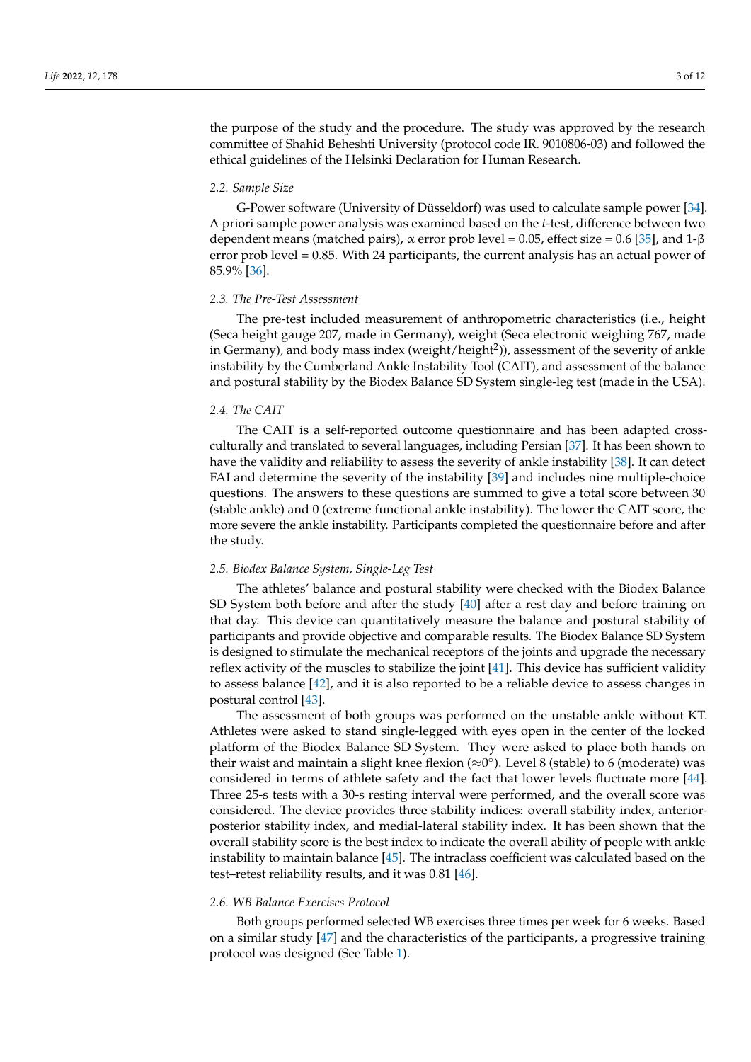the purpose of the study and the procedure. The study was approved by the research committee of Shahid Beheshti University (protocol code IR. 9010806-03) and followed the ethical guidelines of the Helsinki Declaration for Human Research.

### 2.2. Sample Size

G-Power software (University of Düsseldorf) was used to calculate sample power [34]. A priori sample power analysis was examined based on the *t*-test, difference between two dependent means (matched pairs), $\alpha$ error prob level = 0.05, effect size = 0.6 [35], and 1-$\beta$ error prob level = 0.85. With 24 participants, the current analysis has an actual power of 85.9% [36].

### 2.3. The Pre-Test Assessment

The pre-test included measurement of anthropometric characteristics (i.e., height (Seca height gauge 207, made in Germany), weight (Seca electronic weighing 767, made in Germany), and body mass index (weight/height$^2$)), assessment of the severity of ankle instability by the Cumberland Ankle Instability Tool (CAIT), and assessment of the balance and postural stability by the Biodex Balance SD System single-leg test (made in the USA).

### 2.4. The CAIT

The CAIT is a self-reported outcome questionnaire and has been adapted cross-culturally and translated to several languages, including Persian [37]. It has been shown to have the validity and reliability to assess the severity of ankle instability [38]. It can detect FAI and determine the severity of the instability [39] and includes nine multiple-choice questions. The answers to these questions are summed to give a total score between 30 (stable ankle) and 0 (extreme functional ankle instability). The lower the CAIT score, the more severe the ankle instability. Participants completed the questionnaire before and after the study.

### 2.5. Biodex Balance System, Single-Leg Test

The athletes' balance and postural stability were checked with the Biodex Balance SD System both before and after the study [40] after a rest day and before training on that day. This device can quantitatively measure the balance and postural stability of participants and provide objective and comparable results. The Biodex Balance SD System is designed to stimulate the mechanical receptors of the joints and upgrade the necessary reflex activity of the muscles to stabilize the joint [41]. This device has sufficient validity to assess balance [42], and it is also reported to be a reliable device to assess changes in postural control [43].

The assessment of both groups was performed on the unstable ankle without KT. Athletes were asked to stand single-legged with eyes open in the center of the locked platform of the Biodex Balance SD System. They were asked to place both hands on their waist and maintain a slight knee flexion ($\approx 0°$). Level 8 (stable) to 6 (moderate) was considered in terms of athlete safety and the fact that lower levels fluctuate more [44]. Three 25-s tests with a 30-s resting interval were performed, and the overall score was considered. The device provides three stability indices: overall stability index, anterior-posterior stability index, and medial-lateral stability index. It has been shown that the overall stability score is the best index to indicate the overall ability of people with ankle instability to maintain balance [45]. The intraclass coefficient was calculated based on the test–retest reliability results, and it was 0.81 [46].

### 2.6. WB Balance Exercises Protocol

Both groups performed selected WB exercises three times per week for 6 weeks. Based on a similar study [47] and the characteristics of the participants, a progressive training protocol was designed (See Table 1).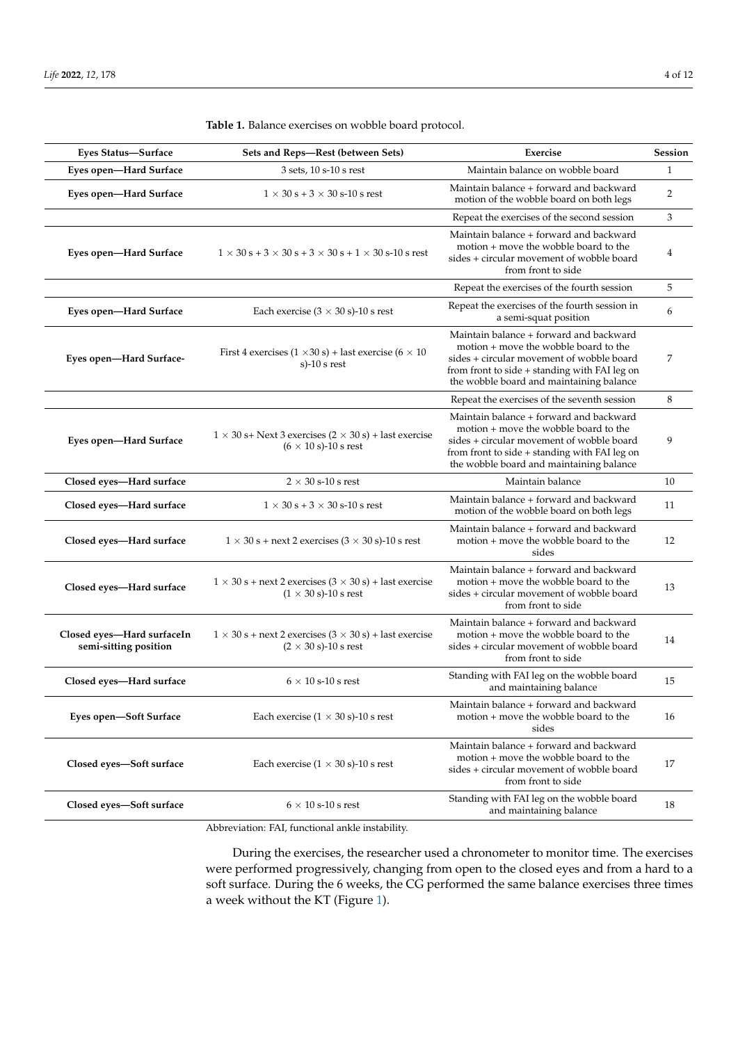**Table 1.** Balance exercises on wobble board protocol.

| Eyes Status—Surface | Sets and Reps—Rest (between Sets) | Exercise | Session |
|---|---|---|---|
| **Eyes open—Hard Surface** | 3 sets, 10 s-10 s rest | Maintain balance on wobble board | 1 |
| **Eyes open—Hard Surface** | 1 × 30 s + 3 × 30 s-10 s rest | Maintain balance + forward and backward motion of the wobble board on both legs | 2 |
| | | Repeat the exercises of the second session | 3 |
| **Eyes open—Hard Surface** | 1 × 30 s + 3 × 30 s + 3 × 30 s + 1 × 30 s-10 s rest | Maintain balance + forward and backward motion + move the wobble board to the sides + circular movement of wobble board from front to side | 4 |
| | | Repeat the exercises of the fourth session | 5 |
| **Eyes open—Hard Surface** | Each exercise (3 × 30 s)-10 s rest | Repeat the exercises of the fourth session in a semi-squat position | 6 |
| **Eyes open—Hard Surface-** | First 4 exercises (1 ×30 s) + last exercise (6 × 10 s)-10 s rest | Maintain balance + forward and backward motion + move the wobble board to the sides + circular movement of wobble board from front to side + standing with FAI leg on the wobble board and maintaining balance | 7 |
| | | Repeat the exercises of the seventh session | 8 |
| **Eyes open—Hard Surface** | 1 × 30 s+ Next 3 exercises (2 × 30 s) + last exercise (6 × 10 s)-10 s rest | Maintain balance + forward and backward motion + move the wobble board to the sides + circular movement of wobble board from front to side + standing with FAI leg on the wobble board and maintaining balance | 9 |
| **Closed eyes—Hard surface** | 2 × 30 s-10 s rest | Maintain balance | 10 |
| **Closed eyes—Hard surface** | 1 × 30 s + 3 × 30 s-10 s rest | Maintain balance + forward and backward motion of the wobble board on both legs | 11 |
| **Closed eyes—Hard surface** | 1 × 30 s + next 2 exercises (3 × 30 s)-10 s rest | Maintain balance + forward and backward motion + move the wobble board to the sides | 12 |
| **Closed eyes—Hard surface** | 1 × 30 s + next 2 exercises (3 × 30 s) + last exercise (1 × 30 s)-10 s rest | Maintain balance + forward and backward motion + move the wobble board to the sides + circular movement of wobble board from front to side | 13 |
| **Closed eyes—Hard surfaceIn semi-sitting position** | 1 × 30 s + next 2 exercises (3 × 30 s) + last exercise (2 × 30 s)-10 s rest | Maintain balance + forward and backward motion + move the wobble board to the sides + circular movement of wobble board from front to side | 14 |
| **Closed eyes—Hard surface** | 6 × 10 s-10 s rest | Standing with FAI leg on the wobble board and maintaining balance | 15 |
| **Eyes open—Soft Surface** | Each exercise (1 × 30 s)-10 s rest | Maintain balance + forward and backward motion + move the wobble board to the sides | 16 |
| **Closed eyes—Soft surface** | Each exercise (1 × 30 s)-10 s rest | Maintain balance + forward and backward motion + move the wobble board to the sides + circular movement of wobble board from front to side | 17 |
| **Closed eyes—Soft surface** | 6 × 10 s-10 s rest | Standing with FAI leg on the wobble board and maintaining balance | 18 |

Abbreviation: FAI, functional ankle instability.

During the exercises, the researcher used a chronometer to monitor time. The exercises were performed progressively, changing from open to the closed eyes and from a hard to a soft surface. During the 6 weeks, the CG performed the same balance exercises three times a week without the KT (Figure 1).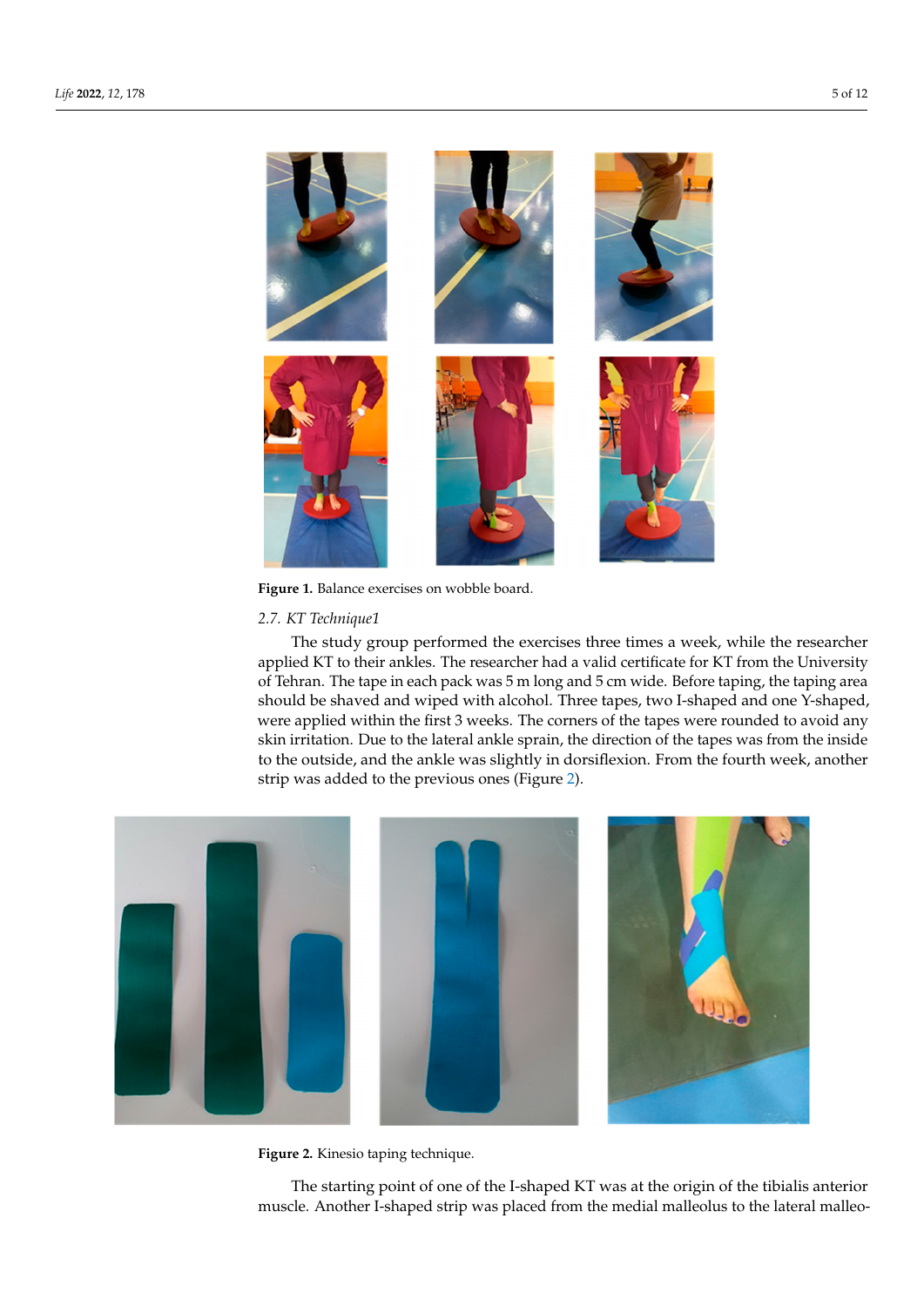Figure 1. Balance exercises on wobble board.

### 2.7. KT Technique1

The study group performed the exercises three times a week, while the researcher applied KT to their ankles. The researcher had a valid certificate for KT from the University of Tehran. The tape in each pack was 5 m long and 5 cm wide. Before taping, the taping area should be shaved and wiped with alcohol. Three tapes, two I-shaped and one Y-shaped, were applied within the first 3 weeks. The corners of the tapes were rounded to avoid any skin irritation. Due to the lateral ankle sprain, the direction of the tapes was from the inside to the outside, and the ankle was slightly in dorsiflexion. From the fourth week, another strip was added to the previous ones (Figure 2).

Figure 2. Kinesio taping technique.

The starting point of one of the I-shaped KT was at the origin of the tibialis anterior muscle. Another I-shaped strip was placed from the medial malleolus to the lateral malleo-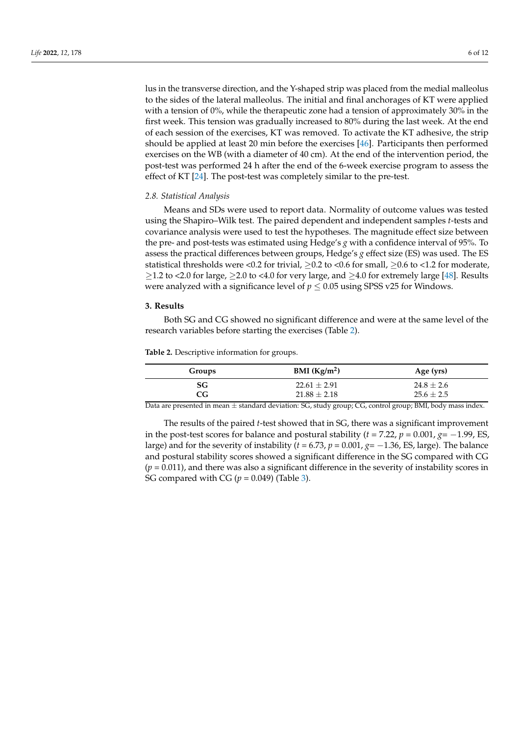lus in the transverse direction, and the Y-shaped strip was placed from the medial malleolus to the sides of the lateral malleolus. The initial and final anchorages of KT were applied with a tension of 0%, while the therapeutic zone had a tension of approximately 30% in the first week. This tension was gradually increased to 80% during the last week. At the end of each session of the exercises, KT was removed. To activate the KT adhesive, the strip should be applied at least 20 min before the exercises [46]. Participants then performed exercises on the WB (with a diameter of 40 cm). At the end of the intervention period, the post-test was performed 24 h after the end of the 6-week exercise program to assess the effect of KT [24]. The post-test was completely similar to the pre-test.

### *2.8. Statistical Analysis*

Means and SDs were used to report data. Normality of outcome values was tested using the Shapiro–Wilk test. The paired dependent and independent samples *t*-tests and covariance analysis were used to test the hypotheses. The magnitude effect size between the pre- and post-tests was estimated using Hedge's *g* with a confidence interval of 95%. To assess the practical differences between groups, Hedge's *g* effect size (ES) was used. The ES statistical thresholds were <0.2 for trivial, ≥0.2 to <0.6 for small, ≥0.6 to <1.2 for moderate, ≥1.2 to <2.0 for large, ≥2.0 to <4.0 for very large, and ≥4.0 for extremely large [48]. Results were analyzed with a significance level of $p \leq 0.05$ using SPSS v25 for Windows.

## **3. Results**

Both SG and CG showed no significant difference and were at the same level of the research variables before starting the exercises (Table 2).

**Table 2.** Descriptive information for groups.

| Groups | BMI (Kg/m$^2$) | Age (yrs) |
|---|---|---|
| **SG** | 22.61 ± 2.91 | 24.8 ± 2.6 |
| **CG** | 21.88 ± 2.18 | 25.6 ± 2.5 |

Data are presented in mean ± standard deviation: SG, study group; CG, control group; BMI, body mass index.

The results of the paired *t*-test showed that in SG, there was a significant improvement in the post-test scores for balance and postural stability ($t$ = 7.22, $p$ = 0.001, $g$= −1.99, ES, large) and for the severity of instability ($t$ = 6.73, $p$ = 0.001, $g$= −1.36, ES, large). The balance and postural stability scores showed a significant difference in the SG compared with CG ($p$ = 0.011), and there was also a significant difference in the severity of instability scores in SG compared with CG ($p$ = 0.049) (Table 3).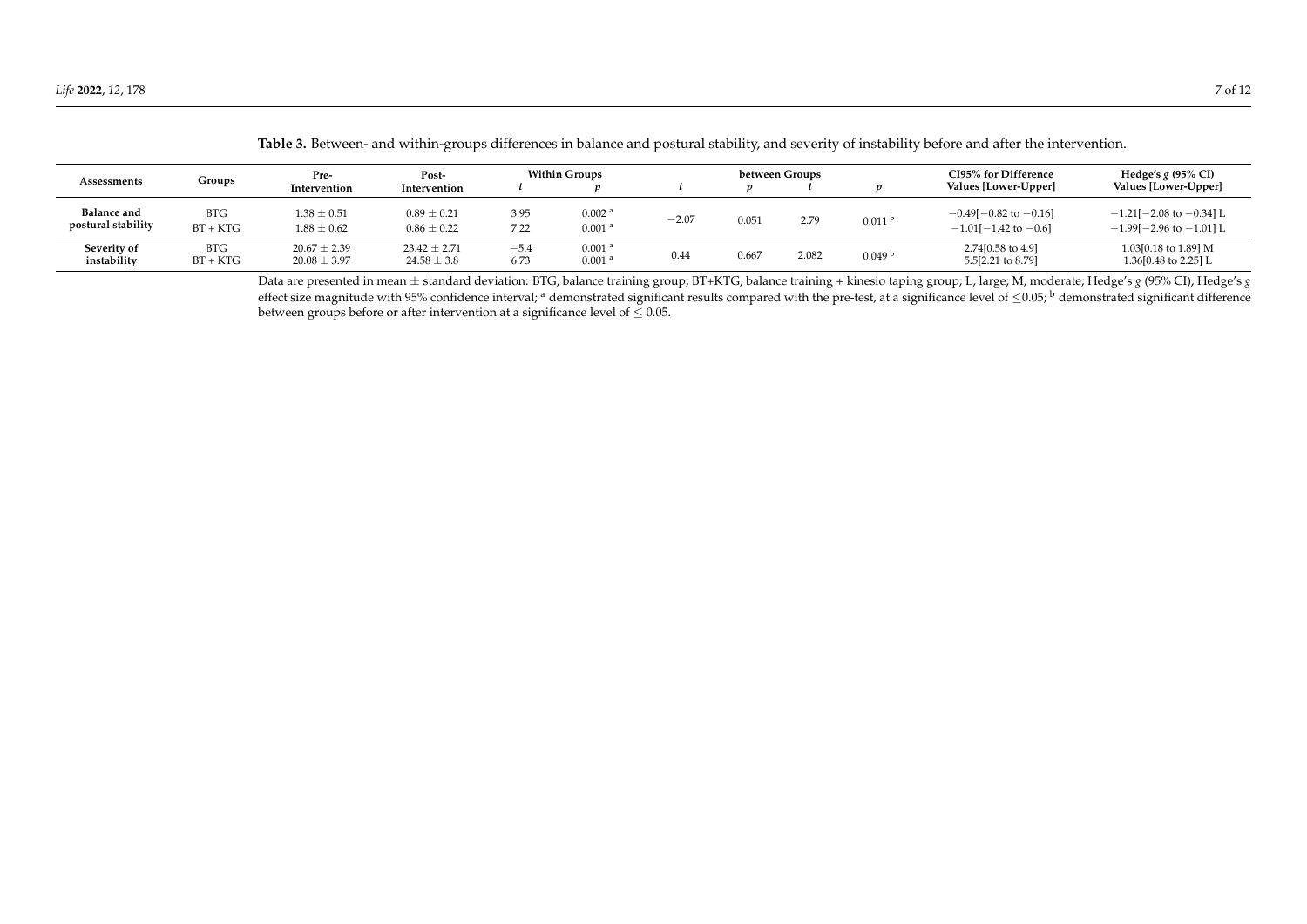**Table 3.** Between- and within-groups differences in balance and postural stability, and severity of instability before and after the intervention.

| Assessments | Groups | Pre-Intervention | Post-Intervention | Within Groups | | between Groups | | | | CI95% for Difference Values [Lower-Upper] | Hedge's $g$ (95% CI) Values [Lower-Upper] |
|---|---|---|---|---|---|---|---|---|---|---|---|
| | | | | $t$ | $p$ | $t$ | $p$ | $t$ | $p$ | | |
| **Balance and postural stability** | BTG | 1.38 ± 0.51 | 0.89 ± 0.21 | 3.95 | 0.002 [a] | −2.07 | 0.051 | 2.79 | 0.011 [b] | −0.49[−0.82 to −0.16] | −1.21[−2.08 to −0.34] L |
| | BT + KTG | 1.88 ± 0.62 | 0.86 ± 0.22 | 7.22 | 0.001 [a] | | | | | −1.01[−1.42 to −0.6] | −1.99[−2.96 to −1.01] L |
| **Severity of instability** | BTG | 20.67 ± 2.39 | 23.42 ± 2.71 | −5.4 | 0.001 [a] | 0.44 | 0.667 | 2.082 | 0.049 [b] | 2.74[0.58 to 4.9] | 1.03[0.18 to 1.89] M |
| | BT + KTG | 20.08 ± 3.97 | 24.58 ± 3.8 | 6.73 | 0.001 [a] | | | | | 5.5[2.21 to 8.79] | 1.36[0.48 to 2.25] L |

Data are presented in mean ± standard deviation: BTG, balance training group; BT+KTG, balance training + kinesio taping group; L, large; M, moderate; Hedge's $g$ (95% CI), Hedge's $g$ effect size magnitude with 95% confidence interval; [a] demonstrated significant results compared with the pre-test, at a significance level of ≤0.05; [b] demonstrated significant difference between groups before or after intervention at a significance level of ≤ 0.05.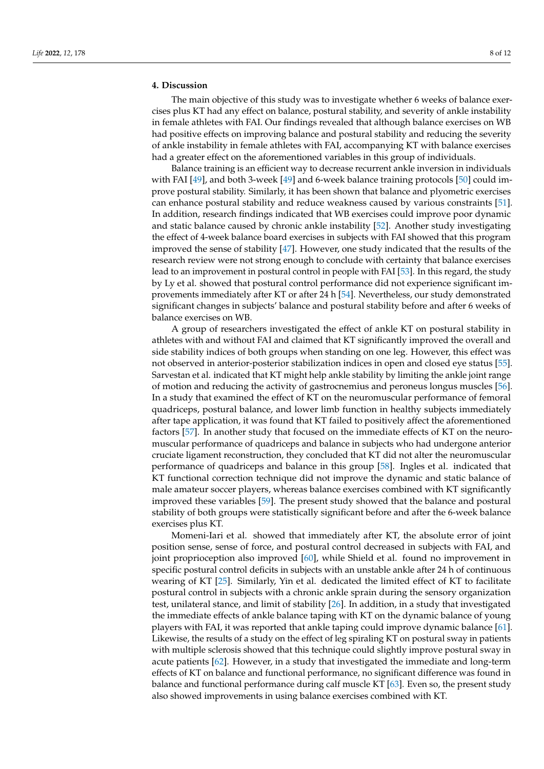## 4. Discussion

The main objective of this study was to investigate whether 6 weeks of balance exercises plus KT had any effect on balance, postural stability, and severity of ankle instability in female athletes with FAI. Our findings revealed that although balance exercises on WB had positive effects on improving balance and postural stability and reducing the severity of ankle instability in female athletes with FAI, accompanying KT with balance exercises had a greater effect on the aforementioned variables in this group of individuals.

Balance training is an efficient way to decrease recurrent ankle inversion in individuals with FAI [49], and both 3-week [49] and 6-week balance training protocols [50] could improve postural stability. Similarly, it has been shown that balance and plyometric exercises can enhance postural stability and reduce weakness caused by various constraints [51]. In addition, research findings indicated that WB exercises could improve poor dynamic and static balance caused by chronic ankle instability [52]. Another study investigating the effect of 4-week balance board exercises in subjects with FAI showed that this program improved the sense of stability [47]. However, one study indicated that the results of the research review were not strong enough to conclude with certainty that balance exercises lead to an improvement in postural control in people with FAI [53]. In this regard, the study by Ly et al. showed that postural control performance did not experience significant improvements immediately after KT or after 24 h [54]. Nevertheless, our study demonstrated significant changes in subjects' balance and postural stability before and after 6 weeks of balance exercises on WB.

A group of researchers investigated the effect of ankle KT on postural stability in athletes with and without FAI and claimed that KT significantly improved the overall and side stability indices of both groups when standing on one leg. However, this effect was not observed in anterior-posterior stabilization indices in open and closed eye status [55]. Sarvestan et al. indicated that KT might help ankle stability by limiting the ankle joint range of motion and reducing the activity of gastrocnemius and peroneus longus muscles [56]. In a study that examined the effect of KT on the neuromuscular performance of femoral quadriceps, postural balance, and lower limb function in healthy subjects immediately after tape application, it was found that KT failed to positively affect the aforementioned factors [57]. In another study that focused on the immediate effects of KT on the neuromuscular performance of quadriceps and balance in subjects who had undergone anterior cruciate ligament reconstruction, they concluded that KT did not alter the neuromuscular performance of quadriceps and balance in this group [58]. Ingles et al. indicated that KT functional correction technique did not improve the dynamic and static balance of male amateur soccer players, whereas balance exercises combined with KT significantly improved these variables [59]. The present study showed that the balance and postural stability of both groups were statistically significant before and after the 6-week balance exercises plus KT.

Momeni-Iari et al. showed that immediately after KT, the absolute error of joint position sense, sense of force, and postural control decreased in subjects with FAI, and joint proprioception also improved [60], while Shield et al. found no improvement in specific postural control deficits in subjects with an unstable ankle after 24 h of continuous wearing of KT [25]. Similarly, Yin et al. dedicated the limited effect of KT to facilitate postural control in subjects with a chronic ankle sprain during the sensory organization test, unilateral stance, and limit of stability [26]. In addition, in a study that investigated the immediate effects of ankle balance taping with KT on the dynamic balance of young players with FAI, it was reported that ankle taping could improve dynamic balance [61]. Likewise, the results of a study on the effect of leg spiraling KT on postural sway in patients with multiple sclerosis showed that this technique could slightly improve postural sway in acute patients [62]. However, in a study that investigated the immediate and long-term effects of KT on balance and functional performance, no significant difference was found in balance and functional performance during calf muscle KT [63]. Even so, the present study also showed improvements in using balance exercises combined with KT.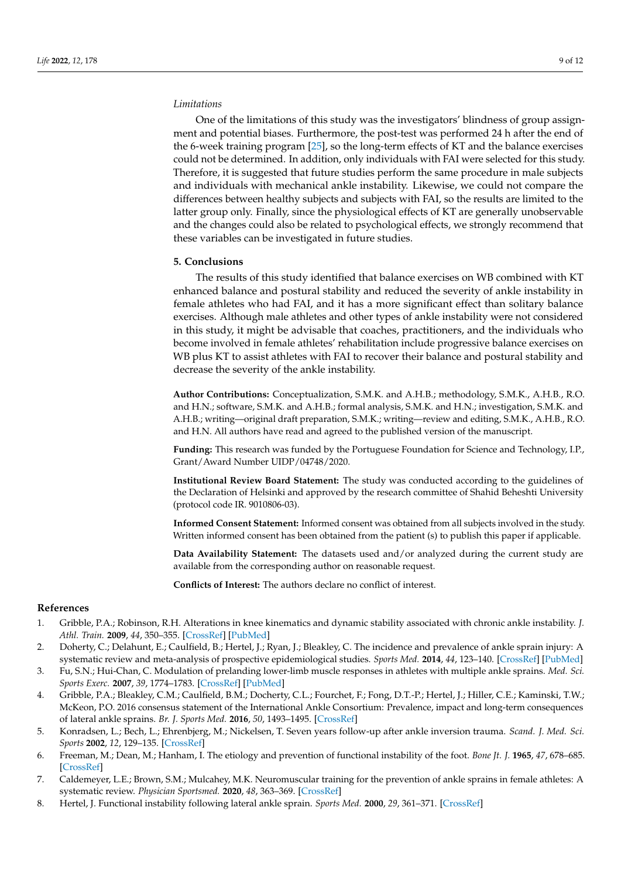*Limitations*

One of the limitations of this study was the investigators' blindness of group assignment and potential biases. Furthermore, the post-test was performed 24 h after the end of the 6-week training program [25], so the long-term effects of KT and the balance exercises could not be determined. In addition, only individuals with FAI were selected for this study. Therefore, it is suggested that future studies perform the same procedure in male subjects and individuals with mechanical ankle instability. Likewise, we could not compare the differences between healthy subjects and subjects with FAI, so the results are limited to the latter group only. Finally, since the physiological effects of KT are generally unobservable and the changes could also be related to psychological effects, we strongly recommend that these variables can be investigated in future studies.

## 5. Conclusions

The results of this study identified that balance exercises on WB combined with KT enhanced balance and postural stability and reduced the severity of ankle instability in female athletes who had FAI, and it has a more significant effect than solitary balance exercises. Although male athletes and other types of ankle instability were not considered in this study, it might be advisable that coaches, practitioners, and the individuals who become involved in female athletes' rehabilitation include progressive balance exercises on WB plus KT to assist athletes with FAI to recover their balance and postural stability and decrease the severity of the ankle instability.

**Author Contributions:** Conceptualization, S.M.K. and A.H.B.; methodology, S.M.K., A.H.B., R.O. and H.N.; software, S.M.K. and A.H.B.; formal analysis, S.M.K. and H.N.; investigation, S.M.K. and A.H.B.; writing—original draft preparation, S.M.K.; writing—review and editing, S.M.K., A.H.B., R.O. and H.N. All authors have read and agreed to the published version of the manuscript.

**Funding:** This research was funded by the Portuguese Foundation for Science and Technology, I.P., Grant/Award Number UIDP/04748/2020.

**Institutional Review Board Statement:** The study was conducted according to the guidelines of the Declaration of Helsinki and approved by the research committee of Shahid Beheshti University (protocol code IR. 9010806-03).

**Informed Consent Statement:** Informed consent was obtained from all subjects involved in the study. Written informed consent has been obtained from the patient (s) to publish this paper if applicable.

**Data Availability Statement:** The datasets used and/or analyzed during the current study are available from the corresponding author on reasonable request.

**Conflicts of Interest:** The authors declare no conflict of interest.

## References

1. Gribble, P.A.; Robinson, R.H. Alterations in knee kinematics and dynamic stability associated with chronic ankle instability. *J. Athl. Train.* **2009**, *44*, 350–355. [CrossRef] [PubMed]
2. Doherty, C.; Delahunt, E.; Caulfield, B.; Hertel, J.; Ryan, J.; Bleakley, C. The incidence and prevalence of ankle sprain injury: A systematic review and meta-analysis of prospective epidemiological studies. *Sports Med.* **2014**, *44*, 123–140. [CrossRef] [PubMed]
3. Fu, S.N.; Hui-Chan, C. Modulation of prelanding lower-limb muscle responses in athletes with multiple ankle sprains. *Med. Sci. Sports Exerc.* **2007**, *39*, 1774–1783. [CrossRef] [PubMed]
4. Gribble, P.A.; Bleakley, C.M.; Caulfield, B.M.; Docherty, C.L.; Fourchet, F.; Fong, D.T.-P.; Hertel, J.; Hiller, C.E.; Kaminski, T.W.; McKeon, P.O. 2016 consensus statement of the International Ankle Consortium: Prevalence, impact and long-term consequences of lateral ankle sprains. *Br. J. Sports Med.* **2016**, *50*, 1493–1495. [CrossRef]
5. Konradsen, L.; Bech, L.; Ehrenbjerg, M.; Nickelsen, T. Seven years follow-up after ankle inversion trauma. *Scand. J. Med. Sci. Sports* **2002**, *12*, 129–135. [CrossRef]
6. Freeman, M.; Dean, M.; Hanham, I. The etiology and prevention of functional instability of the foot. *Bone Jt. J.* **1965**, *47*, 678–685. [CrossRef]
7. Caldemeyer, L.E.; Brown, S.M.; Mulcahey, M.K. Neuromuscular training for the prevention of ankle sprains in female athletes: A systematic review. *Physician Sportsmed.* **2020**, *48*, 363–369. [CrossRef]
8. Hertel, J. Functional instability following lateral ankle sprain. *Sports Med.* **2000**, *29*, 361–371. [CrossRef]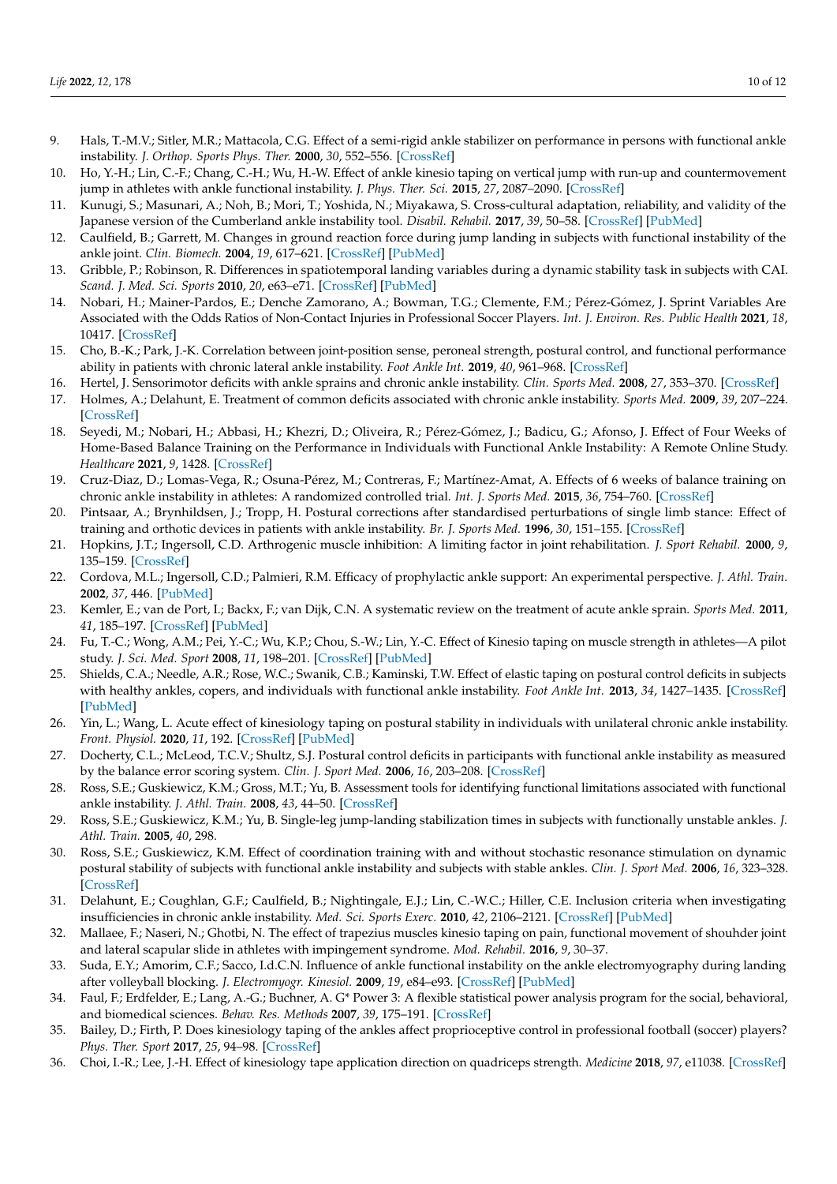9. Hals, T.-M.V.; Sitler, M.R.; Mattacola, C.G. Effect of a semi-rigid ankle stabilizer on performance in persons with functional ankle instability. *J. Orthop. Sports Phys. Ther.* **2000**, *30*, 552–556. [CrossRef]
10. Ho, Y.-H.; Lin, C.-F.; Chang, C.-H.; Wu, H.-W. Effect of ankle kinesio taping on vertical jump with run-up and countermovement jump in athletes with ankle functional instability. *J. Phys. Ther. Sci.* **2015**, *27*, 2087–2090. [CrossRef]
11. Kunugi, S.; Masunari, A.; Noh, B.; Mori, T.; Yoshida, N.; Miyakawa, S. Cross-cultural adaptation, reliability, and validity of the Japanese version of the Cumberland ankle instability tool. *Disabil. Rehabil.* **2017**, *39*, 50–58. [CrossRef] [PubMed]
12. Caulfield, B.; Garrett, M. Changes in ground reaction force during jump landing in subjects with functional instability of the ankle joint. *Clin. Biomech.* **2004**, *19*, 617–621. [CrossRef] [PubMed]
13. Gribble, P.; Robinson, R. Differences in spatiotemporal landing variables during a dynamic stability task in subjects with CAI. *Scand. J. Med. Sci. Sports* **2010**, *20*, e63–e71. [CrossRef] [PubMed]
14. Nobari, H.; Mainer-Pardos, E.; Denche Zamorano, A.; Bowman, T.G.; Clemente, F.M.; Pérez-Gómez, J. Sprint Variables Are Associated with the Odds Ratios of Non-Contact Injuries in Professional Soccer Players. *Int. J. Environ. Res. Public Health* **2021**, *18*, 10417. [CrossRef]
15. Cho, B.-K.; Park, J.-K. Correlation between joint-position sense, peroneal strength, postural control, and functional performance ability in patients with chronic lateral ankle instability. *Foot Ankle Int.* **2019**, *40*, 961–968. [CrossRef]
16. Hertel, J. Sensorimotor deficits with ankle sprains and chronic ankle instability. *Clin. Sports Med.* **2008**, *27*, 353–370. [CrossRef]
17. Holmes, A.; Delahunt, E. Treatment of common deficits associated with chronic ankle instability. *Sports Med.* **2009**, *39*, 207–224. [CrossRef]
18. Seyedi, M.; Nobari, H.; Abbasi, H.; Khezri, D.; Oliveira, R.; Pérez-Gómez, J.; Badicu, G.; Afonso, J. Effect of Four Weeks of Home-Based Balance Training on the Performance in Individuals with Functional Ankle Instability: A Remote Online Study. *Healthcare* **2021**, *9*, 1428. [CrossRef]
19. Cruz-Diaz, D.; Lomas-Vega, R.; Osuna-Pérez, M.; Contreras, F.; Martínez-Amat, A. Effects of 6 weeks of balance training on chronic ankle instability in athletes: A randomized controlled trial. *Int. J. Sports Med.* **2015**, *36*, 754–760. [CrossRef]
20. Pintsaar, A.; Brynhildsen, J.; Tropp, H. Postural corrections after standardised perturbations of single limb stance: Effect of training and orthotic devices in patients with ankle instability. *Br. J. Sports Med.* **1996**, *30*, 151–155. [CrossRef]
21. Hopkins, J.T.; Ingersoll, C.D. Arthrogenic muscle inhibition: A limiting factor in joint rehabilitation. *J. Sport Rehabil.* **2000**, *9*, 135–159. [CrossRef]
22. Cordova, M.L.; Ingersoll, C.D.; Palmieri, R.M. Efficacy of prophylactic ankle support: An experimental perspective. *J. Athl. Train.* **2002**, *37*, 446. [PubMed]
23. Kemler, E.; van de Port, I.; Backx, F.; van Dijk, C.N. A systematic review on the treatment of acute ankle sprain. *Sports Med.* **2011**, *41*, 185–197. [CrossRef] [PubMed]
24. Fu, T.-C.; Wong, A.M.; Pei, Y.-C.; Wu, K.P.; Chou, S.-W.; Lin, Y.-C. Effect of Kinesio taping on muscle strength in athletes—A pilot study. *J. Sci. Med. Sport* **2008**, *11*, 198–201. [CrossRef] [PubMed]
25. Shields, C.A.; Needle, A.R.; Rose, W.C.; Swanik, C.B.; Kaminski, T.W. Effect of elastic taping on postural control deficits in subjects with healthy ankles, copers, and individuals with functional ankle instability. *Foot Ankle Int.* **2013**, *34*, 1427–1435. [CrossRef] [PubMed]
26. Yin, L.; Wang, L. Acute effect of kinesiology taping on postural stability in individuals with unilateral chronic ankle instability. *Front. Physiol.* **2020**, *11*, 192. [CrossRef] [PubMed]
27. Docherty, C.L.; McLeod, T.C.V.; Shultz, S.J. Postural control deficits in participants with functional ankle instability as measured by the balance error scoring system. *Clin. J. Sport Med.* **2006**, *16*, 203–208. [CrossRef]
28. Ross, S.E.; Guskiewicz, K.M.; Gross, M.T.; Yu, B. Assessment tools for identifying functional limitations associated with functional ankle instability. *J. Athl. Train.* **2008**, *43*, 44–50. [CrossRef]
29. Ross, S.E.; Guskiewicz, K.M.; Yu, B. Single-leg jump-landing stabilization times in subjects with functionally unstable ankles. *J. Athl. Train.* **2005**, *40*, 298.
30. Ross, S.E.; Guskiewicz, K.M. Effect of coordination training with and without stochastic resonance stimulation on dynamic postural stability of subjects with functional ankle instability and subjects with stable ankles. *Clin. J. Sport Med.* **2006**, *16*, 323–328. [CrossRef]
31. Delahunt, E.; Coughlan, G.F.; Caulfield, B.; Nightingale, E.J.; Lin, C.-W.C.; Hiller, C.E. Inclusion criteria when investigating insufficiencies in chronic ankle instability. *Med. Sci. Sports Exerc.* **2010**, *42*, 2106–2121. [CrossRef] [PubMed]
32. Mallaee, F.; Naseri, N.; Ghotbi, N. The effect of trapezius muscles kinesio taping on pain, functional movement of shouhder joint and lateral scapular slide in athletes with impingement syndrome. *Mod. Rehabil.* **2016**, *9*, 30–37.
33. Suda, E.Y.; Amorim, C.F.; Sacco, I.d.C.N. Influence of ankle functional instability on the ankle electromyography during landing after volleyball blocking. *J. Electromyogr. Kinesiol.* **2009**, *19*, e84–e93. [CrossRef] [PubMed]
34. Faul, F.; Erdfelder, E.; Lang, A.-G.; Buchner, A. G* Power 3: A flexible statistical power analysis program for the social, behavioral, and biomedical sciences. *Behav. Res. Methods* **2007**, *39*, 175–191. [CrossRef]
35. Bailey, D.; Firth, P. Does kinesiology taping of the ankles affect proprioceptive control in professional football (soccer) players? *Phys. Ther. Sport* **2017**, *25*, 94–98. [CrossRef]
36. Choi, I.-R.; Lee, J.-H. Effect of kinesiology tape application direction on quadriceps strength. *Medicine* **2018**, *97*, e11038. [CrossRef]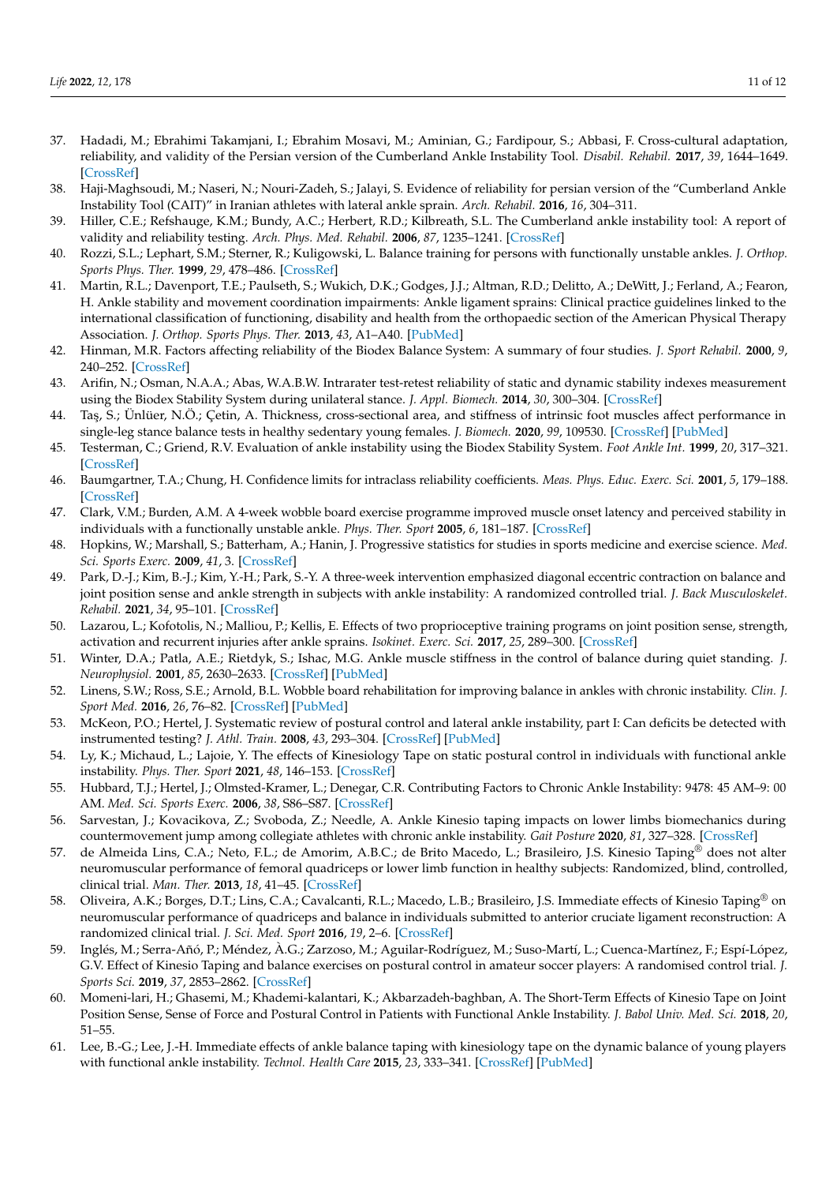37. Hadadi, M.; Ebrahimi Takamjani, I.; Ebrahim Mosavi, M.; Aminian, G.; Fardipour, S.; Abbasi, F. Cross-cultural adaptation, reliability, and validity of the Persian version of the Cumberland Ankle Instability Tool. *Disabil. Rehabil.* **2017**, *39*, 1644–1649. [CrossRef]
38. Haji-Maghsoudi, M.; Naseri, N.; Nouri-Zadeh, S.; Jalayi, S. Evidence of reliability for persian version of the "Cumberland Ankle Instability Tool (CAIT)" in Iranian athletes with lateral ankle sprain. *Arch. Rehabil.* **2016**, *16*, 304–311.
39. Hiller, C.E.; Refshauge, K.M.; Bundy, A.C.; Herbert, R.D.; Kilbreath, S.L. The Cumberland ankle instability tool: A report of validity and reliability testing. *Arch. Phys. Med. Rehabil.* **2006**, *87*, 1235–1241. [CrossRef]
40. Rozzi, S.L.; Lephart, S.M.; Sterner, R.; Kuligowski, L. Balance training for persons with functionally unstable ankles. *J. Orthop. Sports Phys. Ther.* **1999**, *29*, 478–486. [CrossRef]
41. Martin, R.L.; Davenport, T.E.; Paulseth, S.; Wukich, D.K.; Godges, J.J.; Altman, R.D.; Delitto, A.; DeWitt, J.; Ferland, A.; Fearon, H. Ankle stability and movement coordination impairments: Ankle ligament sprains: Clinical practice guidelines linked to the international classification of functioning, disability and health from the orthopaedic section of the American Physical Therapy Association. *J. Orthop. Sports Phys. Ther.* **2013**, *43*, A1–A40. [PubMed]
42. Hinman, M.R. Factors affecting reliability of the Biodex Balance System: A summary of four studies. *J. Sport Rehabil.* **2000**, *9*, 240–252. [CrossRef]
43. Arifin, N.; Osman, N.A.A.; Abas, W.A.B.W. Intrarater test-retest reliability of static and dynamic stability indexes measurement using the Biodex Stability System during unilateral stance. *J. Appl. Biomech.* **2014**, *30*, 300–304. [CrossRef]
44. Taş, S.; Ünlüer, N.Ö.; Çetin, A. Thickness, cross-sectional area, and stiffness of intrinsic foot muscles affect performance in single-leg stance balance tests in healthy sedentary young females. *J. Biomech.* **2020**, *99*, 109530. [CrossRef] [PubMed]
45. Testerman, C.; Griend, R.V. Evaluation of ankle instability using the Biodex Stability System. *Foot Ankle Int.* **1999**, *20*, 317–321. [CrossRef]
46. Baumgartner, T.A.; Chung, H. Confidence limits for intraclass reliability coefficients. *Meas. Phys. Educ. Exerc. Sci.* **2001**, *5*, 179–188. [CrossRef]
47. Clark, V.M.; Burden, A.M. A 4-week wobble board exercise programme improved muscle onset latency and perceived stability in individuals with a functionally unstable ankle. *Phys. Ther. Sport* **2005**, *6*, 181–187. [CrossRef]
48. Hopkins, W.; Marshall, S.; Batterham, A.; Hanin, J. Progressive statistics for studies in sports medicine and exercise science. *Med. Sci. Sports Exerc.* **2009**, *41*, 3. [CrossRef]
49. Park, D.-J.; Kim, B.-J.; Kim, Y.-H.; Park, S.-Y. A three-week intervention emphasized diagonal eccentric contraction on balance and joint position sense and ankle strength in subjects with ankle instability: A randomized controlled trial. *J. Back Musculoskelet. Rehabil.* **2021**, *34*, 95–101. [CrossRef]
50. Lazarou, L.; Kofotolis, N.; Malliou, P.; Kellis, E. Effects of two proprioceptive training programs on joint position sense, strength, activation and recurrent injuries after ankle sprains. *Isokinet. Exerc. Sci.* **2017**, *25*, 289–300. [CrossRef]
51. Winter, D.A.; Patla, A.E.; Rietdyk, S.; Ishac, M.G. Ankle muscle stiffness in the control of balance during quiet standing. *J. Neurophysiol.* **2001**, *85*, 2630–2633. [CrossRef] [PubMed]
52. Linens, S.W.; Ross, S.E.; Arnold, B.L. Wobble board rehabilitation for improving balance in ankles with chronic instability. *Clin. J. Sport Med.* **2016**, *26*, 76–82. [CrossRef] [PubMed]
53. McKeon, P.O.; Hertel, J. Systematic review of postural control and lateral ankle instability, part I: Can deficits be detected with instrumented testing? *J. Athl. Train.* **2008**, *43*, 293–304. [CrossRef] [PubMed]
54. Ly, K.; Michaud, L.; Lajoie, Y. The effects of Kinesiology Tape on static postural control in individuals with functional ankle instability. *Phys. Ther. Sport* **2021**, *48*, 146–153. [CrossRef]
55. Hubbard, T.J.; Hertel, J.; Olmsted-Kramer, L.; Denegar, C.R. Contributing Factors to Chronic Ankle Instability: 9478: 45 AM–9: 00 AM. *Med. Sci. Sports Exerc.* **2006**, *38*, S86–S87. [CrossRef]
56. Sarvestan, J.; Kovacikova, Z.; Svoboda, Z.; Needle, A. Ankle Kinesio taping impacts on lower limbs biomechanics during countermovement jump among collegiate athletes with chronic ankle instability. *Gait Posture* **2020**, *81*, 327–328. [CrossRef]
57. de Almeida Lins, C.A.; Neto, F.L.; de Amorim, A.B.C.; de Brito Macedo, L.; Brasileiro, J.S. Kinesio Taping® does not alter neuromuscular performance of femoral quadriceps or lower limb function in healthy subjects: Randomized, blind, controlled, clinical trial. *Man. Ther.* **2013**, *18*, 41–45. [CrossRef]
58. Oliveira, A.K.; Borges, D.T.; Lins, C.A.; Cavalcanti, R.L.; Macedo, L.B.; Brasileiro, J.S. Immediate effects of Kinesio Taping® on neuromuscular performance of quadriceps and balance in individuals submitted to anterior cruciate ligament reconstruction: A randomized clinical trial. *J. Sci. Med. Sport* **2016**, *19*, 2–6. [CrossRef]
59. Inglés, M.; Serra-Añó, P.; Méndez, À.G.; Zarzoso, M.; Aguilar-Rodríguez, M.; Suso-Martí, L.; Cuenca-Martínez, F.; Espí-López, G.V. Effect of Kinesio Taping and balance exercises on postural control in amateur soccer players: A randomised control trial. *J. Sports Sci.* **2019**, *37*, 2853–2862. [CrossRef]
60. Momeni-lari, H.; Ghasemi, M.; Khademi-kalantari, K.; Akbarzadeh-baghban, A. The Short-Term Effects of Kinesio Tape on Joint Position Sense, Sense of Force and Postural Control in Patients with Functional Ankle Instability. *J. Babol Univ. Med. Sci.* **2018**, *20*, 51–55.
61. Lee, B.-G.; Lee, J.-H. Immediate effects of ankle balance taping with kinesiology tape on the dynamic balance of young players with functional ankle instability. *Technol. Health Care* **2015**, *23*, 333–341. [CrossRef] [PubMed]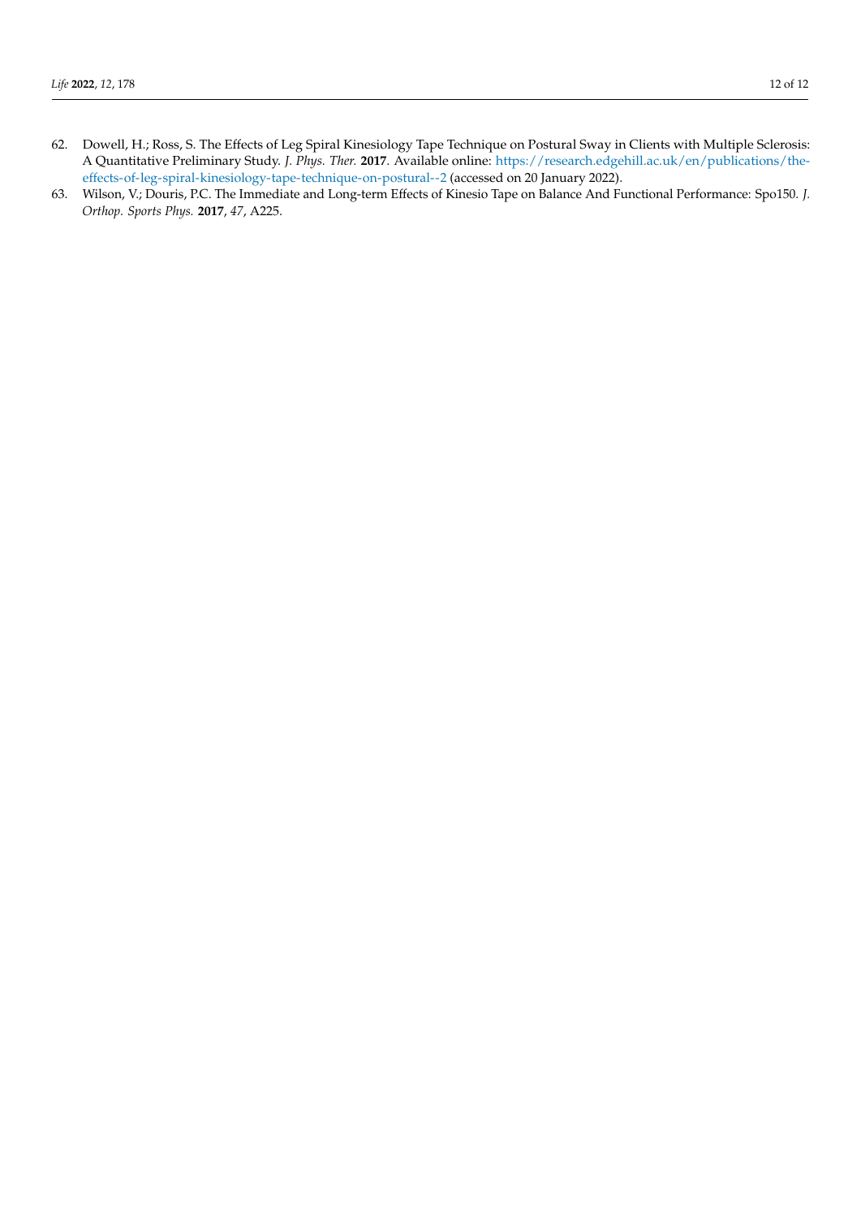62. Dowell, H.; Ross, S. The Effects of Leg Spiral Kinesiology Tape Technique on Postural Sway in Clients with Multiple Sclerosis: A Quantitative Preliminary Study. *J. Phys. Ther.* **2017**. Available online: https://research.edgehill.ac.uk/en/publications/the-effects-of-leg-spiral-kinesiology-tape-technique-on-postural--2 (accessed on 20 January 2022).
63. Wilson, V.; Douris, P.C. The Immediate and Long-term Effects of Kinesio Tape on Balance And Functional Performance: Spo150. *J. Orthop. Sports Phys.* **2017**, *47*, A225.